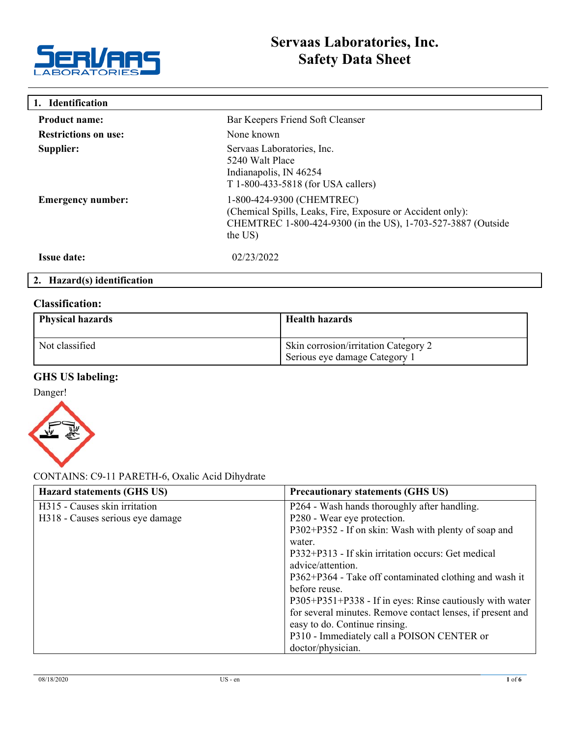# Servaas Laboratories, Inc.
# Safety Data Sheet

## 1. Identification

| | |
|---|---|
| **Product name:** | Bar Keepers Friend Soft Cleanser |
| **Restrictions on use:** | None known |
| **Supplier:** | Servaas Laboratories, Inc.<br>5240 Walt Place<br>Indianapolis, IN 46254<br>T 1-800-433-5818 (for USA callers) |
| **Emergency number:** | 1-800-424-9300 (CHEMTREC)<br>(Chemical Spills, Leaks, Fire, Exposure or Accident only):<br>CHEMTREC 1-800-424-9300 (in the US), 1-703-527-3887 (Outside the US) |
| **Issue date:** | 02/23/2022 |

## 2. Hazard(s) identification

### Classification:

| Physical hazards | Health hazards |
|---|---|
| Not classified | Skin corrosion/irritation Category 2<br>Serious eye damage Category 1 |

### GHS US labeling:

Danger!

CONTAINS: C9-11 PARETH-6, Oxalic Acid Dihydrate

| Hazard statements (GHS US) | Precautionary statements (GHS US) |
|---|---|
| H315 - Causes skin irritation<br>H318 - Causes serious eye damage | P264 - Wash hands thoroughly after handling.<br>P280 - Wear eye protection.<br>P302+P352 - If on skin: Wash with plenty of soap and water.<br>P332+P313 - If skin irritation occurs: Get medical advice/attention.<br>P362+P364 - Take off contaminated clothing and wash it before reuse.<br>P305+P351+P338 - If in eyes: Rinse cautiously with water for several minutes. Remove contact lenses, if present and easy to do. Continue rinsing.<br>P310 - Immediately call a POISON CENTER or doctor/physician. |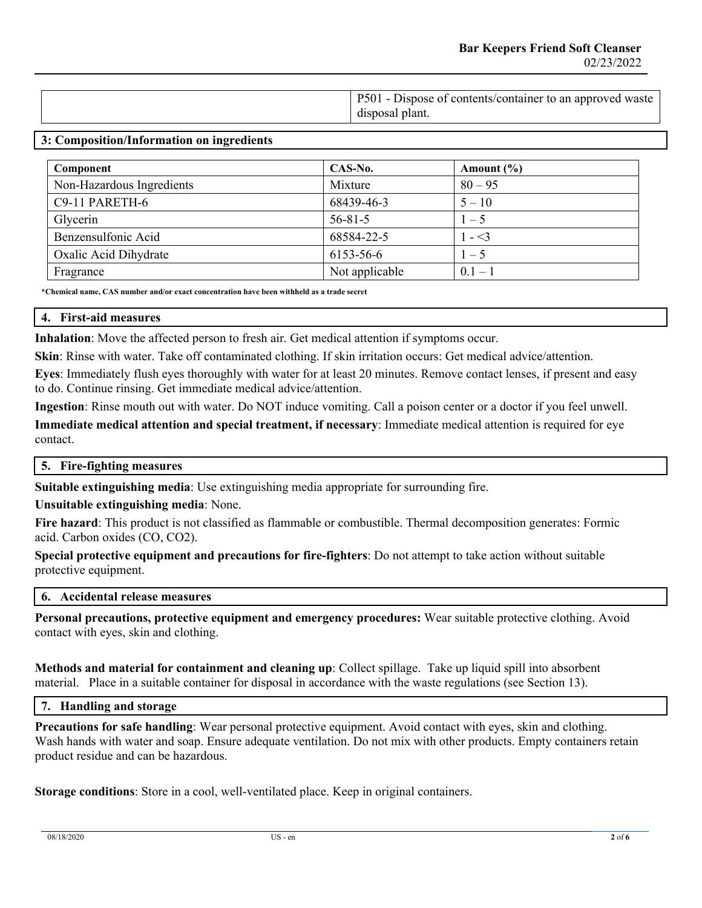| | |
|---|---|
| | P501 - Dispose of contents/container to an approved waste disposal plant. |

## 3: Composition/Information on ingredients

| Component | CAS-No. | Amount (%) |
|---|---|---|
| Non-Hazardous Ingredients | Mixture | 80 – 95 |
| C9-11 PARETH-6 | 68439-46-3 | 5 – 10 |
| Glycerin | 56-81-5 | 1 – 5 |
| Benzensulfonic Acid | 68584-22-5 | 1 - <3 |
| Oxalic Acid Dihydrate | 6153-56-6 | 1 – 5 |
| Fragrance | Not applicable | 0.1 – 1 |

**\*Chemical name, CAS number and/or exact concentration have been withheld as a trade secret**

## 4. First-aid measures

**Inhalation**: Move the affected person to fresh air. Get medical attention if symptoms occur.

**Skin**: Rinse with water. Take off contaminated clothing. If skin irritation occurs: Get medical advice/attention.

**Eyes**: Immediately flush eyes thoroughly with water for at least 20 minutes. Remove contact lenses, if present and easy to do. Continue rinsing. Get immediate medical advice/attention.

**Ingestion**: Rinse mouth out with water. Do NOT induce vomiting. Call a poison center or a doctor if you feel unwell.

**Immediate medical attention and special treatment, if necessary**: Immediate medical attention is required for eye contact.

## 5. Fire-fighting measures

**Suitable extinguishing media**: Use extinguishing media appropriate for surrounding fire.

**Unsuitable extinguishing media**: None.

**Fire hazard**: This product is not classified as flammable or combustible. Thermal decomposition generates: Formic acid. Carbon oxides (CO, $CO_2$).

**Special protective equipment and precautions for fire-fighters**: Do not attempt to take action without suitable protective equipment.

## 6. Accidental release measures

**Personal precautions, protective equipment and emergency procedures:** Wear suitable protective clothing. Avoid contact with eyes, skin and clothing.

**Methods and material for containment and cleaning up**: Collect spillage. Take up liquid spill into absorbent material. Place in a suitable container for disposal in accordance with the waste regulations (see Section 13).

## 7. Handling and storage

**Precautions for safe handling**: Wear personal protective equipment. Avoid contact with eyes, skin and clothing. Wash hands with water and soap. Ensure adequate ventilation. Do not mix with other products. Empty containers retain product residue and can be hazardous.

**Storage conditions**: Store in a cool, well-ventilated place. Keep in original containers.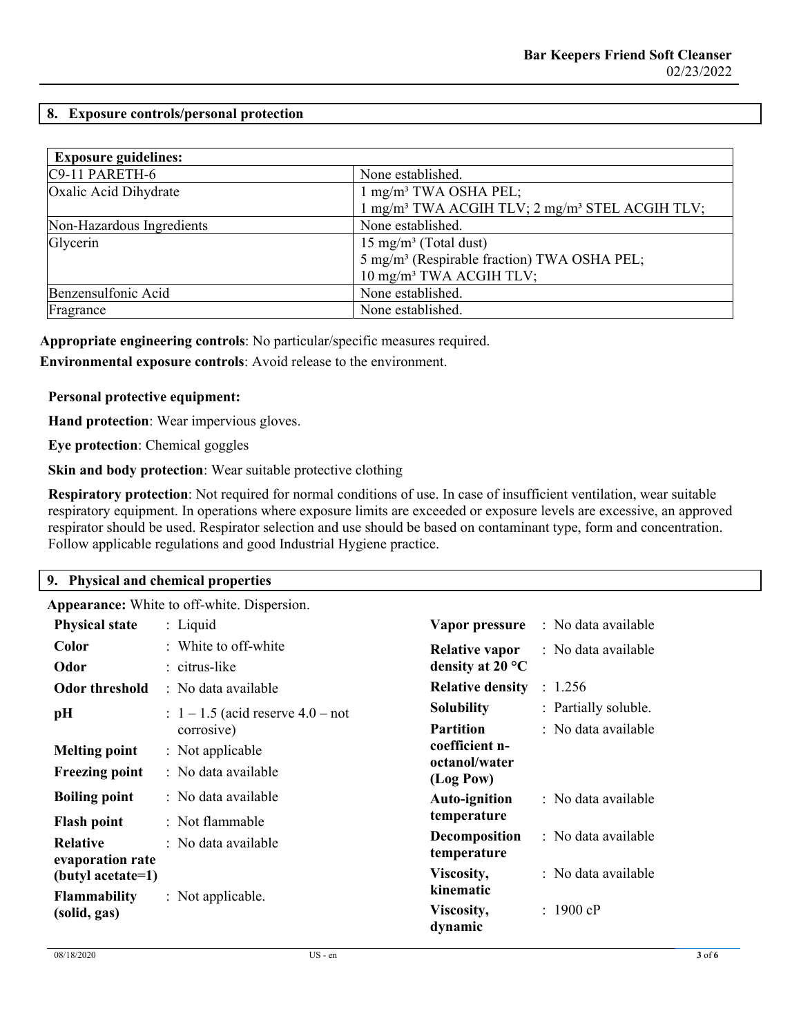## 8. Exposure controls/personal protection

| Exposure guidelines: | |
|---|---|
| C9-11 PARETH-6 | None established. |
| Oxalic Acid Dihydrate | 1 mg/m³ TWA OSHA PEL;<br>1 mg/m³ TWA ACGIH TLV; 2 mg/m³ STEL ACGIH TLV; |
| Non-Hazardous Ingredients | None established. |
| Glycerin | 15 mg/m³ (Total dust)<br>5 mg/m³ (Respirable fraction) TWA OSHA PEL;<br>10 mg/m³ TWA ACGIH TLV; |
| Benzensulfonic Acid | None established. |
| Fragrance | None established. |

**Appropriate engineering controls**: No particular/specific measures required.

**Environmental exposure controls**: Avoid release to the environment.

**Personal protective equipment:**

**Hand protection**: Wear impervious gloves.

**Eye protection**: Chemical goggles

**Skin and body protection**: Wear suitable protective clothing

**Respiratory protection**: Not required for normal conditions of use. In case of insufficient ventilation, wear suitable respiratory equipment. In operations where exposure limits are exceeded or exposure levels are excessive, an approved respirator should be used. Respirator selection and use should be based on contaminant type, form and concentration. Follow applicable regulations and good Industrial Hygiene practice.

## 9. Physical and chemical properties

**Appearance:** White to off-white. Dispersion.

| | |
|---|---|
| **Physical state** | : Liquid |
| **Color** | : White to off-white |
| **Odor** | : citrus-like |
| **Odor threshold** | : No data available |
| **pH** | : 1 – 1.5 (acid reserve 4.0 – not corrosive) |
| **Melting point** | : Not applicable |
| **Freezing point** | : No data available |
| **Boiling point** | : No data available |
| **Flash point** | : Not flammable |
| **Relative evaporation rate (butyl acetate=1)** | : No data available |
| **Flammability (solid, gas)** | : Not applicable. |
| **Vapor pressure** | : No data available |
| **Relative vapor density at 20 °C** | : No data available |
| **Relative density** | : 1.256 |
| **Solubility** | : Partially soluble. |
| **Partition coefficient n-octanol/water (Log Pow)** | : No data available |
| **Auto-ignition temperature** | : No data available |
| **Decomposition temperature** | : No data available |
| **Viscosity, kinematic** | : No data available |
| **Viscosity, dynamic** | : 1900 cP |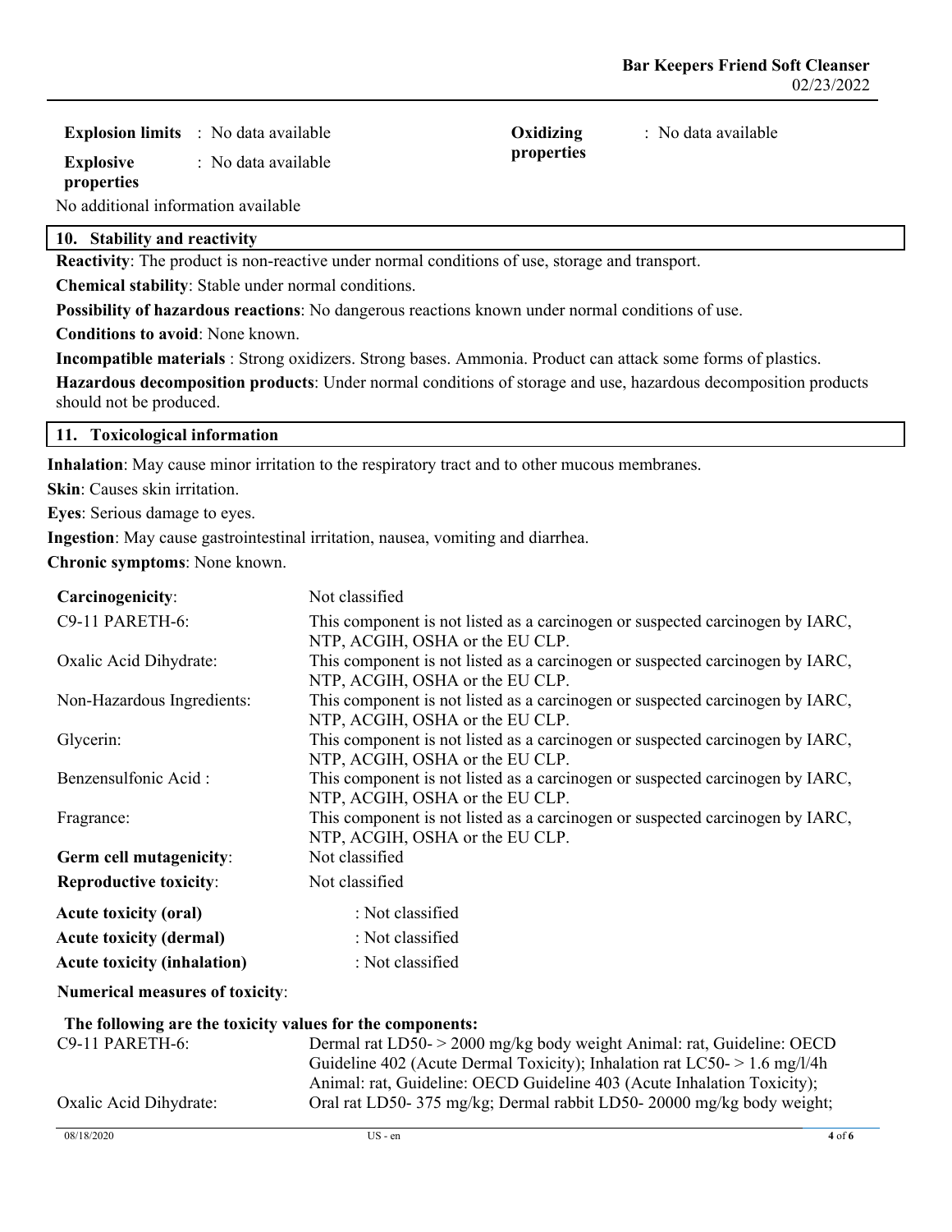| | | | |
|---|---|---|---|
| **Explosion limits** | : No data available | **Oxidizing properties** | : No data available |
| **Explosive properties** | : No data available | | |

No additional information available

## 10. Stability and reactivity

**Reactivity**: The product is non-reactive under normal conditions of use, storage and transport.

**Chemical stability**: Stable under normal conditions.

**Possibility of hazardous reactions**: No dangerous reactions known under normal conditions of use.

**Conditions to avoid**: None known.

**Incompatible materials** : Strong oxidizers. Strong bases. Ammonia. Product can attack some forms of plastics.

**Hazardous decomposition products**: Under normal conditions of storage and use, hazardous decomposition products should not be produced.

## 11. Toxicological information

**Inhalation**: May cause minor irritation to the respiratory tract and to other mucous membranes.

**Skin**: Causes skin irritation.

**Eyes**: Serious damage to eyes.

**Ingestion**: May cause gastrointestinal irritation, nausea, vomiting and diarrhea.

**Chronic symptoms**: None known.

| | |
|---|---|
| **Carcinogenicity**: | Not classified |
| C9-11 PARETH-6: | This component is not listed as a carcinogen or suspected carcinogen by IARC, NTP, ACGIH, OSHA or the EU CLP. |
| Oxalic Acid Dihydrate: | This component is not listed as a carcinogen or suspected carcinogen by IARC, NTP, ACGIH, OSHA or the EU CLP. |
| Non-Hazardous Ingredients: | This component is not listed as a carcinogen or suspected carcinogen by IARC, NTP, ACGIH, OSHA or the EU CLP. |
| Glycerin: | This component is not listed as a carcinogen or suspected carcinogen by IARC, NTP, ACGIH, OSHA or the EU CLP. |
| Benzensulfonic Acid : | This component is not listed as a carcinogen or suspected carcinogen by IARC, NTP, ACGIH, OSHA or the EU CLP. |
| Fragrance: | This component is not listed as a carcinogen or suspected carcinogen by IARC, NTP, ACGIH, OSHA or the EU CLP. |
| **Germ cell mutagenicity**: | Not classified |
| **Reproductive toxicity**: | Not classified |
| **Acute toxicity (oral)** | : Not classified |
| **Acute toxicity (dermal)** | : Not classified |
| **Acute toxicity (inhalation)** | : Not classified |

**Numerical measures of toxicity**:

**The following are the toxicity values for the components:**

| | |
|---|---|
| C9-11 PARETH-6: | Dermal rat LD50- > 2000 mg/kg body weight Animal: rat, Guideline: OECD Guideline 402 (Acute Dermal Toxicity); Inhalation rat LC50- > 1.6 mg/l/4h Animal: rat, Guideline: OECD Guideline 403 (Acute Inhalation Toxicity); |
| Oxalic Acid Dihydrate: | Oral rat LD50- 375 mg/kg; Dermal rabbit LD50- 20000 mg/kg body weight; |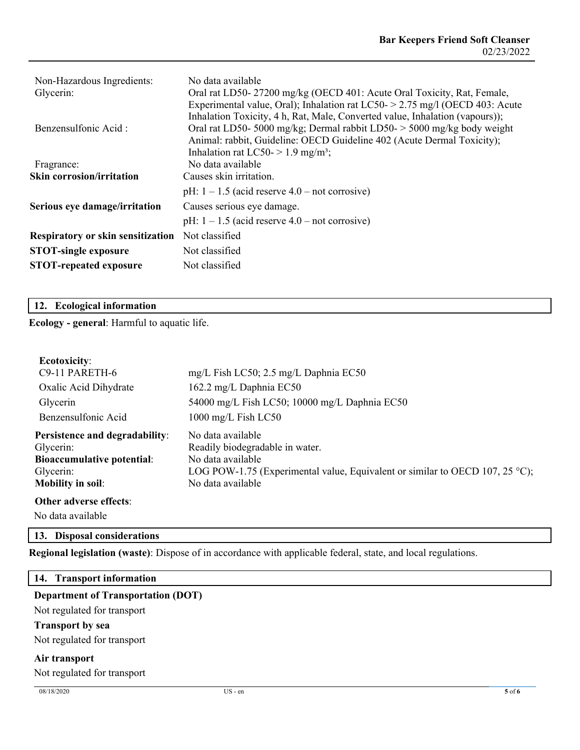| | |
|---|---|
| Non-Hazardous Ingredients: | No data available |
| Glycerin: | Oral rat LD50- 27200 mg/kg (OECD 401: Acute Oral Toxicity, Rat, Female, Experimental value, Oral); Inhalation rat LC50- > 2.75 mg/l (OECD 403: Acute Inhalation Toxicity, 4 h, Rat, Male, Converted value, Inhalation (vapours)); |
| Benzensulfonic Acid : | Oral rat LD50- 5000 mg/kg; Dermal rabbit LD50- > 5000 mg/kg body weight Animal: rabbit, Guideline: OECD Guideline 402 (Acute Dermal Toxicity); Inhalation rat LC50- > 1.9 mg/m³; |
| Fragrance: | No data available |
| **Skin corrosion/irritation** | Causes skin irritation.<br>pH: 1 – 1.5 (acid reserve 4.0 – not corrosive) |
| **Serious eye damage/irritation** | Causes serious eye damage.<br>pH: 1 – 1.5 (acid reserve 4.0 – not corrosive) |
| **Respiratory or skin sensitization** | Not classified |
| **STOT-single exposure** | Not classified |
| **STOT-repeated exposure** | Not classified |

## 12. Ecological information

**Ecology - general**: Harmful to aquatic life.

**Ecotoxicity**:

| | |
|---|---|
| C9-11 PARETH-6 | mg/L Fish LC50; 2.5 mg/L Daphnia EC50 |
| Oxalic Acid Dihydrate | 162.2 mg/L Daphnia EC50 |
| Glycerin | 54000 mg/L Fish LC50; 10000 mg/L Daphnia EC50 |
| Benzensulfonic Acid | 1000 mg/L Fish LC50 |
| **Persistence and degradability**: | No data available |
| Glycerin: | Readily biodegradable in water. |
| **Bioaccumulative potential**: | No data available |
| Glycerin: | LOG POW-1.75 (Experimental value, Equivalent or similar to OECD 107, 25 °C); |
| **Mobility in soil**: | No data available |

**Other adverse effects**:

No data available

## 13. Disposal considerations

**Regional legislation (waste)**: Dispose of in accordance with applicable federal, state, and local regulations.

## 14. Transport information

**Department of Transportation (DOT)**

Not regulated for transport

**Transport by sea**

Not regulated for transport

**Air transport**

Not regulated for transport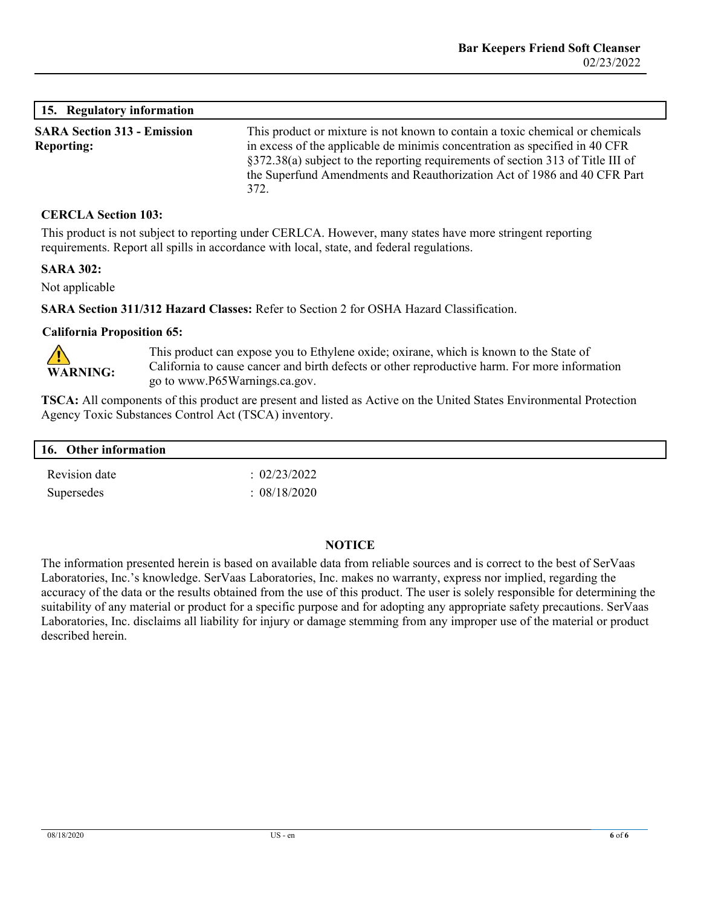## 15. Regulatory information

**SARA Section 313 - Emission Reporting:** This product or mixture is not known to contain a toxic chemical or chemicals in excess of the applicable de minimis concentration as specified in 40 CFR §372.38(a) subject to the reporting requirements of section 313 of Title III of the Superfund Amendments and Reauthorization Act of 1986 and 40 CFR Part 372.

**CERCLA Section 103:**

This product is not subject to reporting under CERLCA. However, many states have more stringent reporting requirements. Report all spills in accordance with local, state, and federal regulations.

**SARA 302:**

Not applicable

**SARA Section 311/312 Hazard Classes:** Refer to Section 2 for OSHA Hazard Classification.

**California Proposition 65:**

⚠ **WARNING:** This product can expose you to Ethylene oxide; oxirane, which is known to the State of California to cause cancer and birth defects or other reproductive harm. For more information go to www.P65Warnings.ca.gov.

**TSCA:** All components of this product are present and listed as Active on the United States Environmental Protection Agency Toxic Substances Control Act (TSCA) inventory.

## 16. Other information

| | |
|---|---|
| Revision date | : 02/23/2022 |
| Supersedes | : 08/18/2020 |

**NOTICE**

The information presented herein is based on available data from reliable sources and is correct to the best of SerVaas Laboratories, Inc.'s knowledge. SerVaas Laboratories, Inc. makes no warranty, express nor implied, regarding the accuracy of the data or the results obtained from the use of this product. The user is solely responsible for determining the suitability of any material or product for a specific purpose and for adopting any appropriate safety precautions. SerVaas Laboratories, Inc. disclaims all liability for injury or damage stemming from any improper use of the material or product described herein.